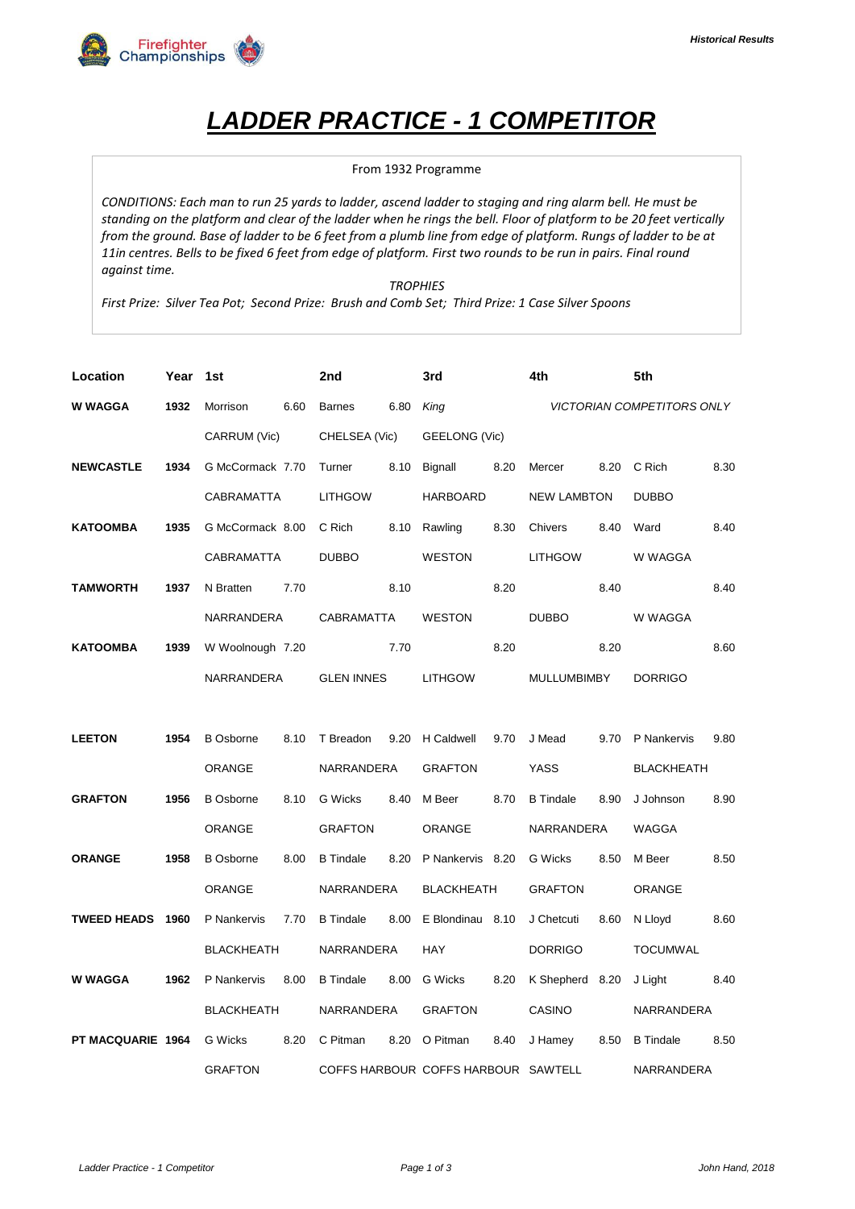# *LADDER PRACTICE - 1 COMPETITOR*

From 1932 Programme

*CONDITIONS: Each man to run 25 yards to ladder, ascend ladder to staging and ring alarm bell. He must be standing on the platform and clear of the ladder when he rings the bell. Floor of platform to be 20 feet vertically from the ground. Base of ladder to be 6 feet from a plumb line from edge of platform. Rungs of ladder to be at 11in centres. Bells to be fixed 6 feet from edge of platform. First two rounds to be run in pairs. Final round against time.*

*TROPHIES*

*First Prize: Silver Tea Pot; Second Prize: Brush and Comb Set; Third Prize: 1 Case Silver Spoons*

| Location | Year | 1st | | 2nd | | 3rd | | 4th | | 5th | |
|---|---|---|---|---|---|---|---|---|---|---|---|
| **W WAGGA** | **1932** | Morrison | 6.60 | Barnes | 6.80 | *King* | | *VICTORIAN COMPETITORS ONLY* | | | |
| | | CARRUM (Vic) | | CHELSEA (Vic) | | GEELONG (Vic) | | | | | |
| **NEWCASTLE** | **1934** | G McCormack | 7.70 | Turner | 8.10 | Bignall | 8.20 | Mercer | 8.20 | C Rich | 8.30 |
| | | CABRAMATTA | | LITHGOW | | HARBOARD | | NEW LAMBTON | | DUBBO | |
| **KATOOMBA** | **1935** | G McCormack | 8.00 | C Rich | 8.10 | Rawling | 8.30 | Chivers | 8.40 | Ward | 8.40 |
| | | CABRAMATTA | | DUBBO | | WESTON | | LITHGOW | | W WAGGA | |
| **TAMWORTH** | **1937** | N Bratten | 7.70 | | 8.10 | | 8.20 | | 8.40 | | 8.40 |
| | | NARRANDERA | | CABRAMATTA | | WESTON | | DUBBO | | W WAGGA | |
| **KATOOMBA** | **1939** | W Woolnough | 7.20 | | 7.70 | | 8.20 | | 8.20 | | 8.60 |
| | | NARRANDERA | | GLEN INNES | | LITHGOW | | MULLUMBIMBY | | DORRIGO | |
| | | | | | | | | | | | |
| **LEETON** | **1954** | B Osborne | 8.10 | T Breadon | 9.20 | H Caldwell | 9.70 | J Mead | 9.70 | P Nankervis | 9.80 |
| | | ORANGE | | NARRANDERA | | GRAFTON | | YASS | | BLACKHEATH | |
| **GRAFTON** | **1956** | B Osborne | 8.10 | G Wicks | 8.40 | M Beer | 8.70 | B Tindale | 8.90 | J Johnson | 8.90 |
| | | ORANGE | | GRAFTON | | ORANGE | | NARRANDERA | | WAGGA | |
| **ORANGE** | **1958** | B Osborne | 8.00 | B Tindale | 8.20 | P Nankervis | 8.20 | G Wicks | 8.50 | M Beer | 8.50 |
| | | ORANGE | | NARRANDERA | | BLACKHEATH | | GRAFTON | | ORANGE | |
| **TWEED HEADS** | **1960** | P Nankervis | 7.70 | B Tindale | 8.00 | E Blondinau | 8.10 | J Chetcuti | 8.60 | N Lloyd | 8.60 |
| | | BLACKHEATH | | NARRANDERA | | HAY | | DORRIGO | | TOCUMWAL | |
| **W WAGGA** | **1962** | P Nankervis | 8.00 | B Tindale | 8.00 | G Wicks | 8.20 | K Shepherd | 8.20 | J Light | 8.40 |
| | | BLACKHEATH | | NARRANDERA | | GRAFTON | | CASINO | | NARRANDERA | |
| **PT MACQUARIE** | **1964** | G Wicks | 8.20 | C Pitman | 8.20 | O Pitman | 8.40 | J Hamey | 8.50 | B Tindale | 8.50 |
| | | GRAFTON | | COFFS HARBOUR | | COFFS HARBOUR | | SAWTELL | | NARRANDERA | |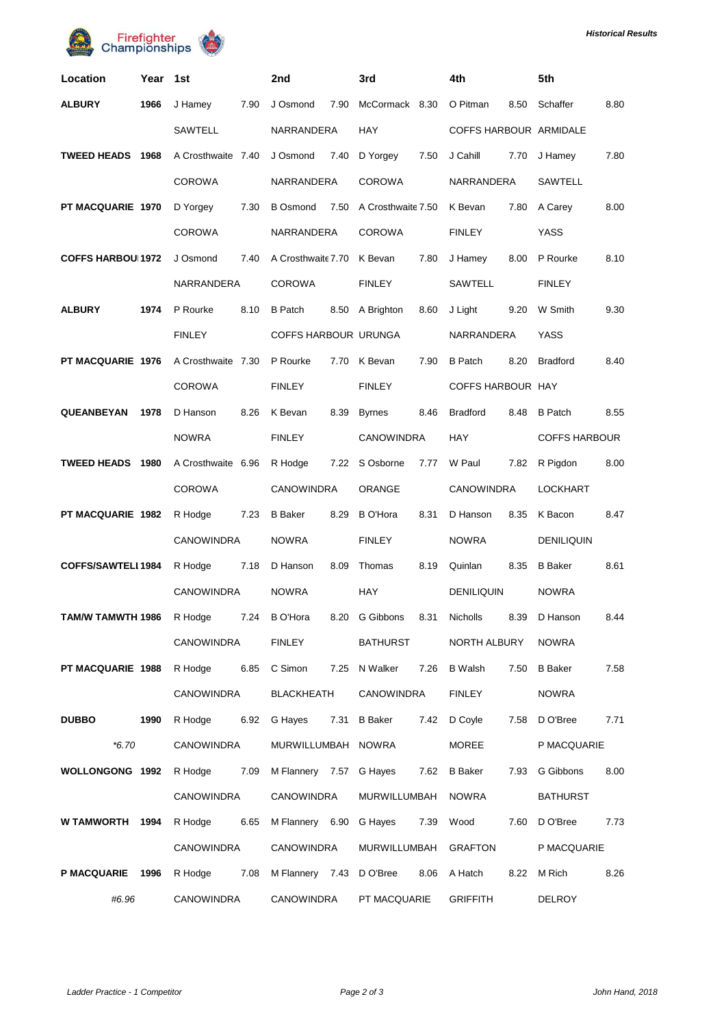| Location | Year | 1st | | 2nd | | 3rd | | 4th | | 5th | |
|---|---|---|---|---|---|---|---|---|---|---|---|
| **ALBURY** | **1966** | J Hamey | 7.90 | J Osmond | 7.90 | McCormack | 8.30 | O Pitman | 8.50 | Schaffer | 8.80 |
| | | SAWTELL | | NARRANDERA | | HAY | | COFFS HARBOUR | | ARMIDALE | |
| **TWEED HEADS** | **1968** | A Crosthwaite | 7.40 | J Osmond | 7.40 | D Yorgey | 7.50 | J Cahill | 7.70 | J Hamey | 7.80 |
| | | COROWA | | NARRANDERA | | COROWA | | NARRANDERA | | SAWTELL | |
| **PT MACQUARIE** | **1970** | D Yorgey | 7.30 | B Osmond | 7.50 | A Crosthwaite | 7.50 | K Bevan | 7.80 | A Carey | 8.00 |
| | | COROWA | | NARRANDERA | | COROWA | | FINLEY | | YASS | |
| **COFFS HARBOUR** | **1972** | J Osmond | 7.40 | A Crosthwaite | 7.70 | K Bevan | 7.80 | J Hamey | 8.00 | P Rourke | 8.10 |
| | | NARRANDERA | | COROWA | | FINLEY | | SAWTELL | | FINLEY | |
| **ALBURY** | **1974** | P Rourke | 8.10 | B Patch | 8.50 | A Brighton | 8.60 | J Light | 9.20 | W Smith | 9.30 |
| | | FINLEY | | COFFS HARBOUR | | URUNGA | | NARRANDERA | | YASS | |
| **PT MACQUARIE** | **1976** | A Crosthwaite | 7.30 | P Rourke | 7.70 | K Bevan | 7.90 | B Patch | 8.20 | Bradford | 8.40 |
| | | COROWA | | FINLEY | | FINLEY | | COFFS HARBOUR | | HAY | |
| **QUEANBEYAN** | **1978** | D Hanson | 8.26 | K Bevan | 8.39 | Byrnes | 8.46 | Bradford | 8.48 | B Patch | 8.55 |
| | | NOWRA | | FINLEY | | CANOWINDRA | | HAY | | COFFS HARBOUR | |
| **TWEED HEADS** | **1980** | A Crosthwaite | 6.96 | R Hodge | 7.22 | S Osborne | 7.77 | W Paul | 7.82 | R Pigdon | 8.00 |
| | | COROWA | | CANOWINDRA | | ORANGE | | CANOWINDRA | | LOCKHART | |
| **PT MACQUARIE** | **1982** | R Hodge | 7.23 | B Baker | 8.29 | B O'Hora | 8.31 | D Hanson | 8.35 | K Bacon | 8.47 |
| | | CANOWINDRA | | NOWRA | | FINLEY | | NOWRA | | DENILIQUIN | |
| **COFFS/SAWTELL** | **1984** | R Hodge | 7.18 | D Hanson | 8.09 | Thomas | 8.19 | Quinlan | 8.35 | B Baker | 8.61 |
| | | CANOWINDRA | | NOWRA | | HAY | | DENILIQUIN | | NOWRA | |
| **TAM/W TAMWTH** | **1986** | R Hodge | 7.24 | B O'Hora | 8.20 | G Gibbons | 8.31 | Nicholls | 8.39 | D Hanson | 8.44 |
| | | CANOWINDRA | | FINLEY | | BATHURST | | NORTH ALBURY | | NOWRA | |
| **PT MACQUARIE** | **1988** | R Hodge | 6.85 | C Simon | 7.25 | N Walker | 7.26 | B Walsh | 7.50 | B Baker | 7.58 |
| | | CANOWINDRA | | BLACKHEATH | | CANOWINDRA | | FINLEY | | NOWRA | |
| **DUBBO** | **1990** | R Hodge | 6.92 | G Hayes | 7.31 | B Baker | 7.42 | D Coyle | 7.58 | D O'Bree | 7.71 |
| *\*6.70* | | CANOWINDRA | | MURWILLUMBAH | | NOWRA | | MOREE | | P MACQUARIE | |
| **WOLLONGONG** | **1992** | R Hodge | 7.09 | M Flannery | 7.57 | G Hayes | 7.62 | B Baker | 7.93 | G Gibbons | 8.00 |
| | | CANOWINDRA | | CANOWINDRA | | MURWILLUMBAH | | NOWRA | | BATHURST | |
| **W TAMWORTH** | **1994** | R Hodge | 6.65 | M Flannery | 6.90 | G Hayes | 7.39 | Wood | 7.60 | D O'Bree | 7.73 |
| | | CANOWINDRA | | CANOWINDRA | | MURWILLUMBAH | | GRAFTON | | P MACQUARIE | |
| **P MACQUARIE** | **1996** | R Hodge | 7.08 | M Flannery | 7.43 | D O'Bree | 8.06 | A Hatch | 8.22 | M Rich | 8.26 |
| *#6.96* | | CANOWINDRA | | CANOWINDRA | | PT MACQUARIE | | GRIFFITH | | DELROY | |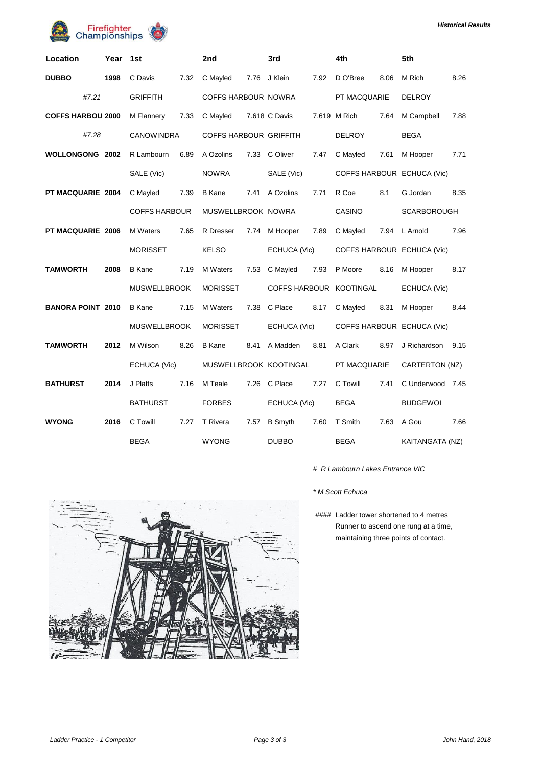| Location | Year | 1st | | 2nd | | 3rd | | 4th | | 5th | |
|---|---|---|---|---|---|---|---|---|---|---|---|
| **DUBBO** | **1998** | C Davis | 7.32 | C Mayled | 7.76 | J Klein | 7.92 | D O'Bree | 8.06 | M Rich | 8.26 |
| *#7.21* | | GRIFFITH | | COFFS HARBOUR | | NOWRA | | PT MACQUARIE | | DELROY | |
| **COFFS HARBOUI** | **2000** | M Flannery | 7.33 | C Mayled | 7.618 | C Davis | 7.619 | M Rich | 7.64 | M Campbell | 7.88 |
| *#7.28* | | CANOWINDRA | | COFFS HARBOUR | | GRIFFITH | | DELROY | | BEGA | |
| **WOLLONGONG** | **2002** | R Lambourn | 6.89 | A Ozolins | 7.33 | C Oliver | 7.47 | C Mayled | 7.61 | M Hooper | 7.71 |
| | | SALE (Vic) | | NOWRA | | SALE (Vic) | | COFFS HARBOUR | | ECHUCA (Vic) | |
| **PT MACQUARIE** | **2004** | C Mayled | 7.39 | B Kane | 7.41 | A Ozolins | 7.71 | R Coe | 8.1 | G Jordan | 8.35 |
| | | COFFS HARBOUR | | MUSWELLBROOK | | NOWRA | | CASINO | | SCARBOROUGH | |
| **PT MACQUARIE** | **2006** | M Waters | 7.65 | R Dresser | 7.74 | M Hooper | 7.89 | C Mayled | 7.94 | L Arnold | 7.96 |
| | | MORISSET | | KELSO | | ECHUCA (Vic) | | COFFS HARBOUR | | ECHUCA (Vic) | |
| **TAMWORTH** | **2008** | B Kane | 7.19 | M Waters | 7.53 | C Mayled | 7.93 | P Moore | 8.16 | M Hooper | 8.17 |
| | | MUSWELLBROOK | | MORISSET | | COFFS HARBOUR | | KOOTINGAL | | ECHUCA (Vic) | |
| **BANORA POINT** | **2010** | B Kane | 7.15 | M Waters | 7.38 | C Place | 8.17 | C Mayled | 8.31 | M Hooper | 8.44 |
| | | MUSWELLBROOK | | MORISSET | | ECHUCA (Vic) | | COFFS HARBOUR | | ECHUCA (Vic) | |
| **TAMWORTH** | **2012** | M Wilson | 8.26 | B Kane | 8.41 | A Madden | 8.81 | A Clark | 8.97 | J Richardson | 9.15 |
| | | ECHUCA (Vic) | | MUSWELLBROOK | | KOOTINGAL | | PT MACQUARIE | | CARTERTON (NZ) | |
| **BATHURST** | **2014** | J Platts | 7.16 | M Teale | 7.26 | C Place | 7.27 | C Towill | 7.41 | C Underwood | 7.45 |
| | | BATHURST | | FORBES | | ECHUCA (Vic) | | BEGA | | BUDGEWOI | |
| **WYONG** | **2016** | C Towill | 7.27 | T Rivera | 7.57 | B Smyth | 7.60 | T Smith | 7.63 | A Gou | 7.66 |
| | | BEGA | | WYONG | | DUBBO | | BEGA | | KAITANGATA (NZ) | |

*# R Lambourn Lakes Entrance VIC*

*\* M Scott Echuca*

#### Ladder tower shortened to 4 metres
Runner to ascend one rung at a time, maintaining three points of contact.